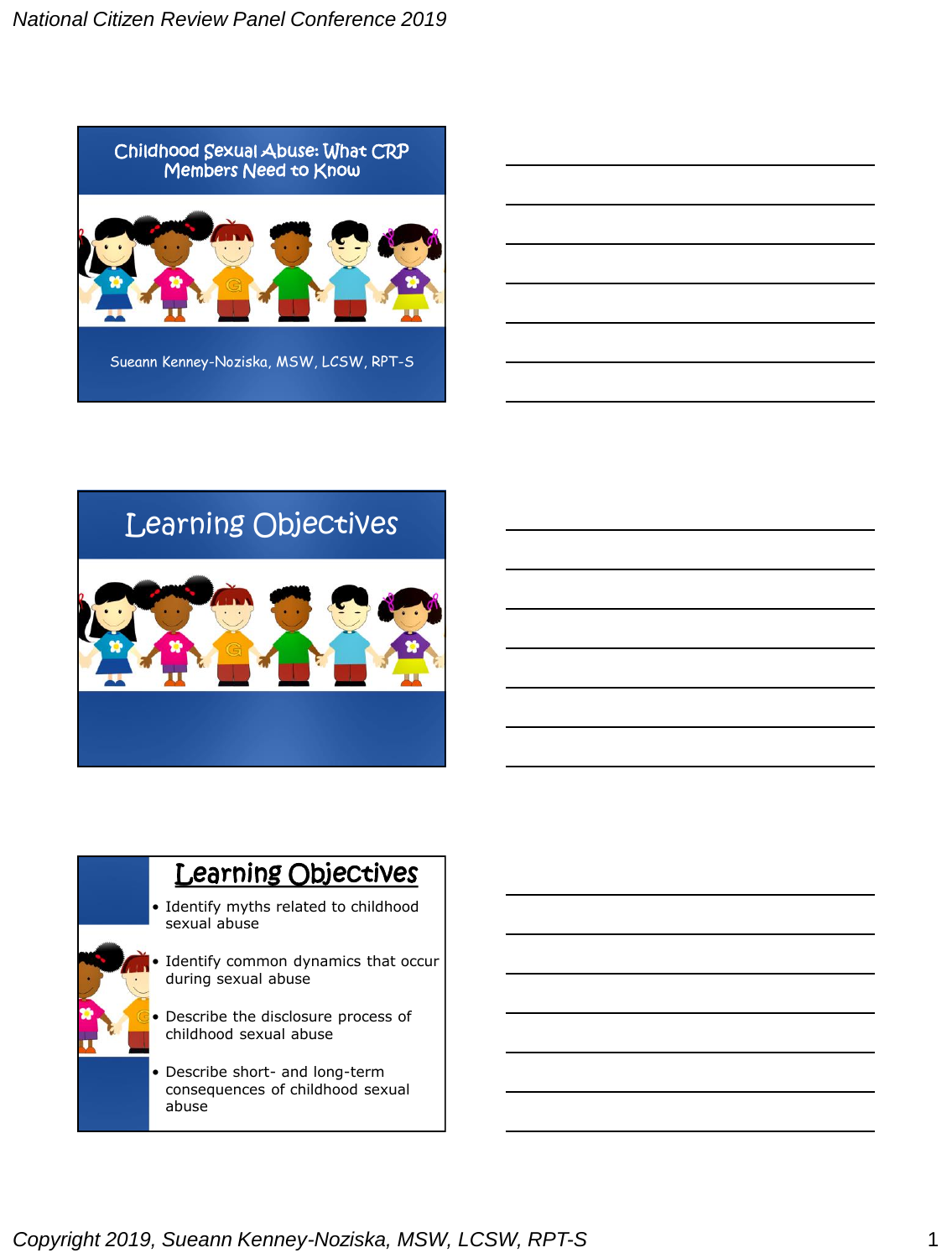# Childhood Sexual Abuse: What CRP Members Need to Know

Sueann Kenney-Noziska, MSW, LCSW, RPT-S

# Learning Objectives

## Learning Objectives

- Identify myths related to childhood sexual abuse
- Identify common dynamics that occur during sexual abuse
- Describe the disclosure process of childhood sexual abuse
- Describe short- and long-term consequences of childhood sexual abuse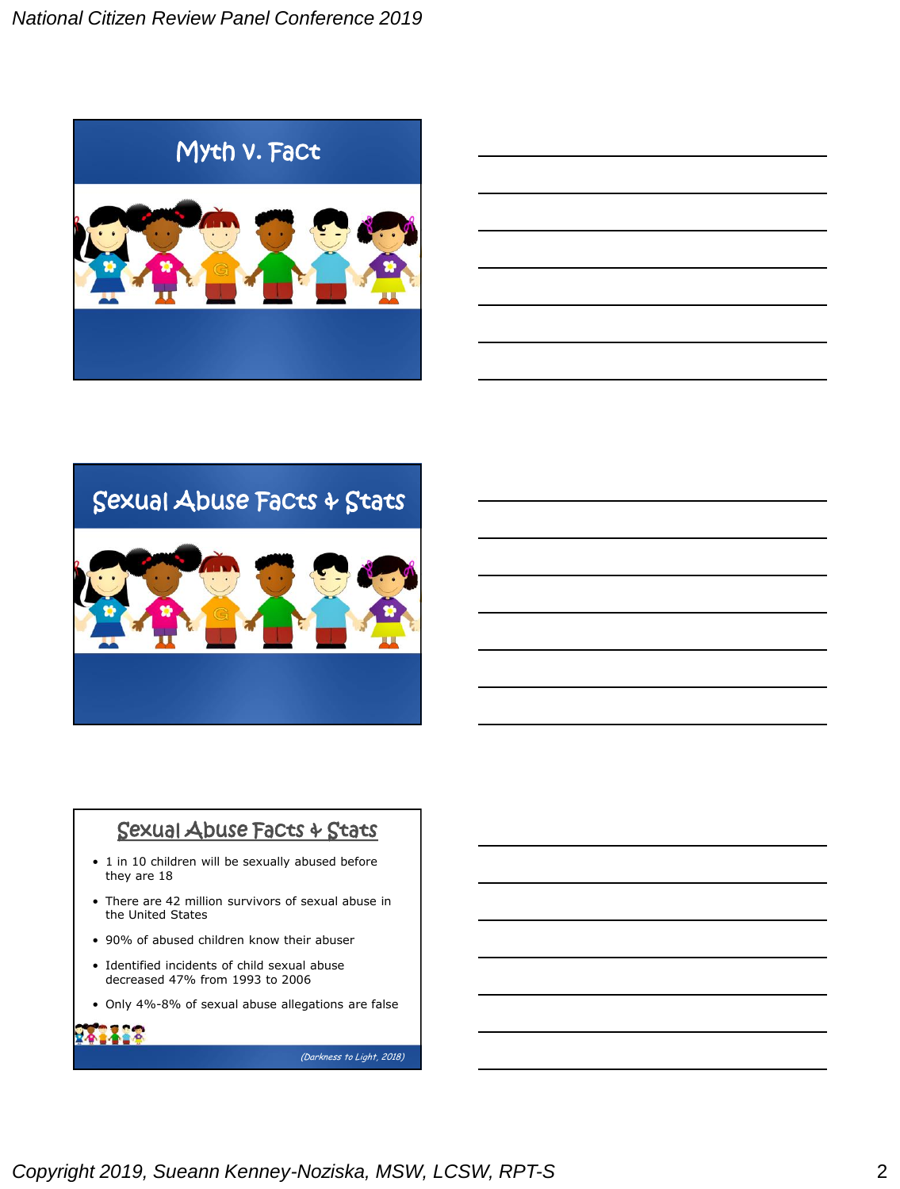## Myth v. Fact

## Sexual Abuse Facts & Stats

## Sexual Abuse Facts & Stats

- 1 in 10 children will be sexually abused before they are 18
- There are 42 million survivors of sexual abuse in the United States
- 90% of abused children know their abuser
- Identified incidents of child sexual abuse decreased 47% from 1993 to 2006
- Only 4%-8% of sexual abuse allegations are false

*(Darkness to Light, 2018)*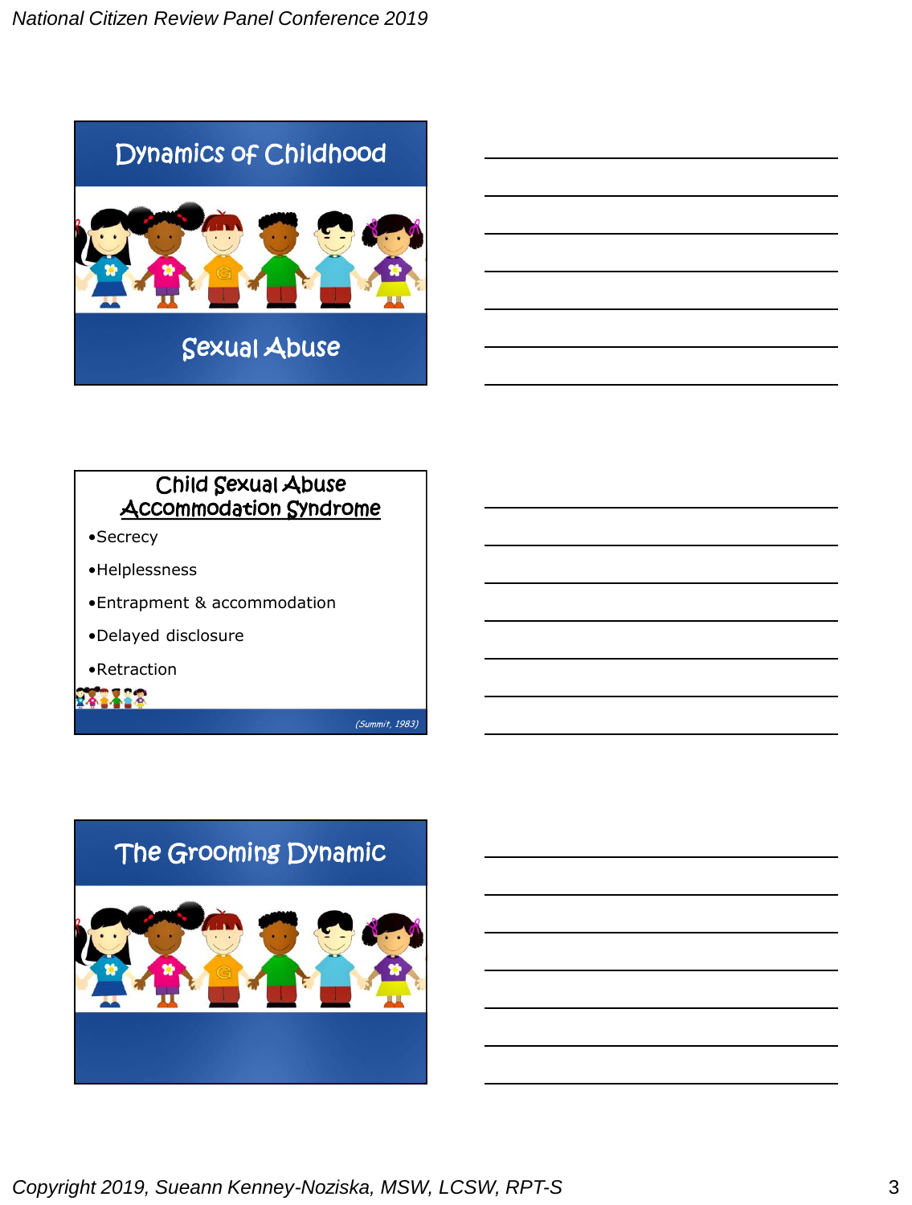## Dynamics of Childhood

## Sexual Abuse

## Child Sexual Abuse Accommodation Syndrome

- Secrecy
- Helplessness
- Entrapment & accommodation
- Delayed disclosure
- Retraction

*(Summit, 1983)*

## The Grooming Dynamic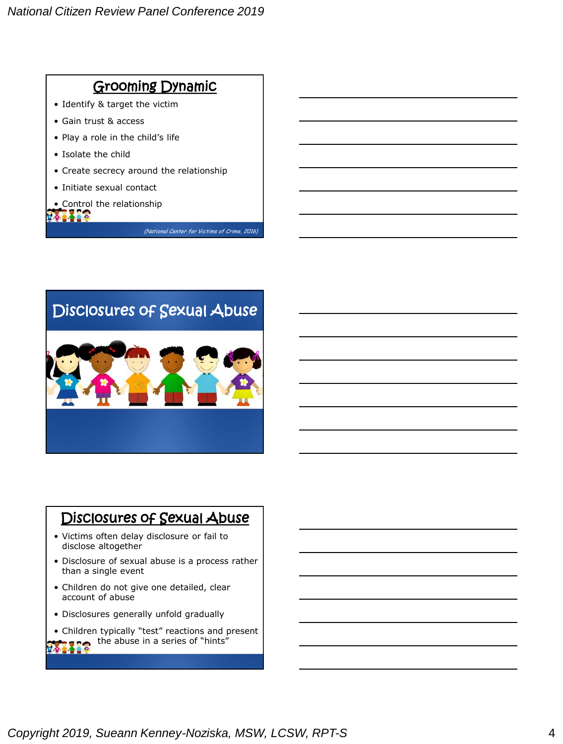## Grooming Dynamic

- Identify & target the victim
- Gain trust & access
- Play a role in the child's life
- Isolate the child
- Create secrecy around the relationship
- Initiate sexual contact
- Control the relationship

*(National Center for Victims of Crime, 2016)*

## Disclosures of Sexual Abuse

## Disclosures of Sexual Abuse

- Victims often delay disclosure or fail to disclose altogether
- Disclosure of sexual abuse is a process rather than a single event
- Children do not give one detailed, clear account of abuse
- Disclosures generally unfold gradually
- Children typically "test" reactions and present the abuse in a series of "hints"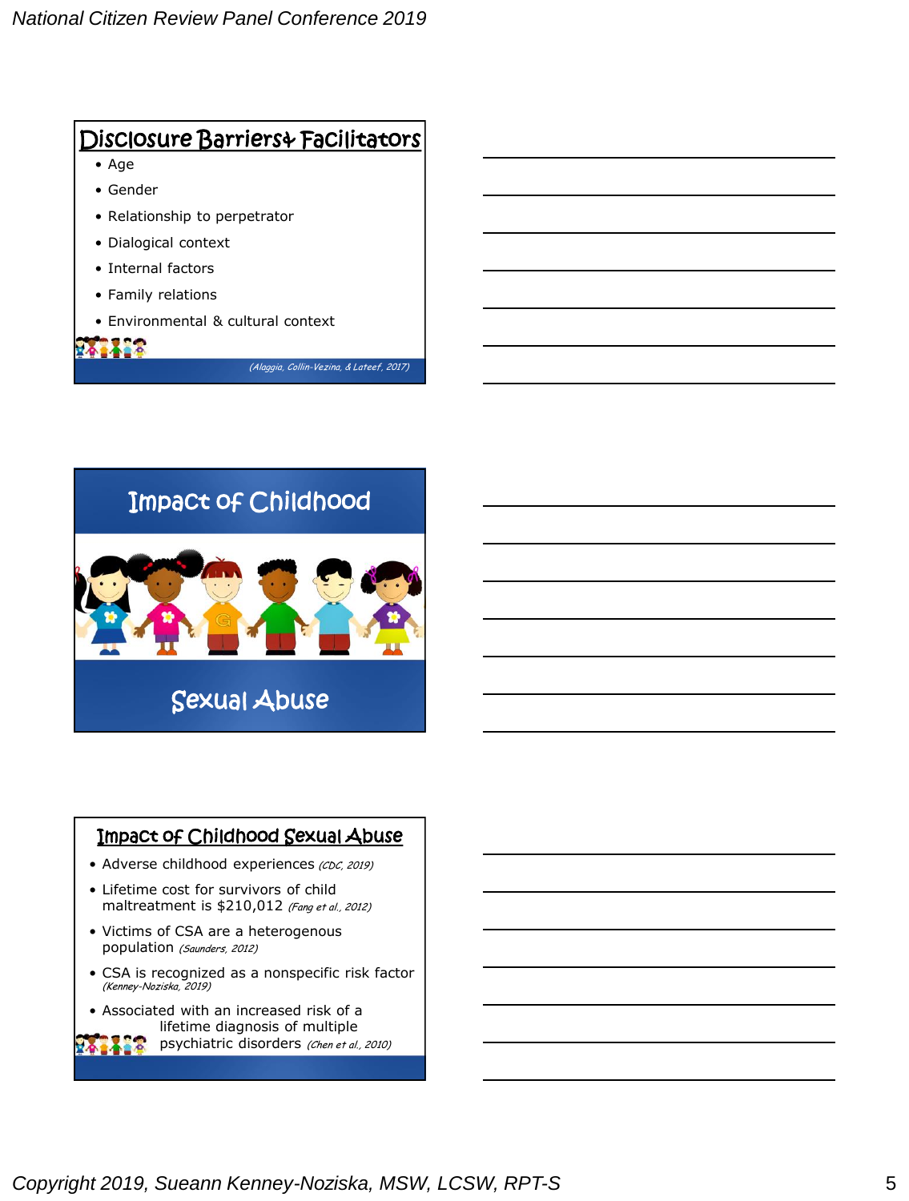## Disclosure Barriers & Facilitators

- Age
- Gender
- Relationship to perpetrator
- Dialogical context
- Internal factors
- Family relations
- Environmental & cultural context

*(Alaggia, Collin-Vezina, & Lateef, 2017)*

## Impact of Childhood Sexual Abuse

## Impact of Childhood Sexual Abuse

- Adverse childhood experiences *(CDC, 2019)*
- Lifetime cost for survivors of child maltreatment is $210,012 *(Fang et al., 2012)*
- Victims of CSA are a heterogenous population *(Saunders, 2012)*
- CSA is recognized as a nonspecific risk factor *(Kenney-Noziska, 2019)*
- Associated with an increased risk of a lifetime diagnosis of multiple psychiatric disorders *(Chen et al., 2010)*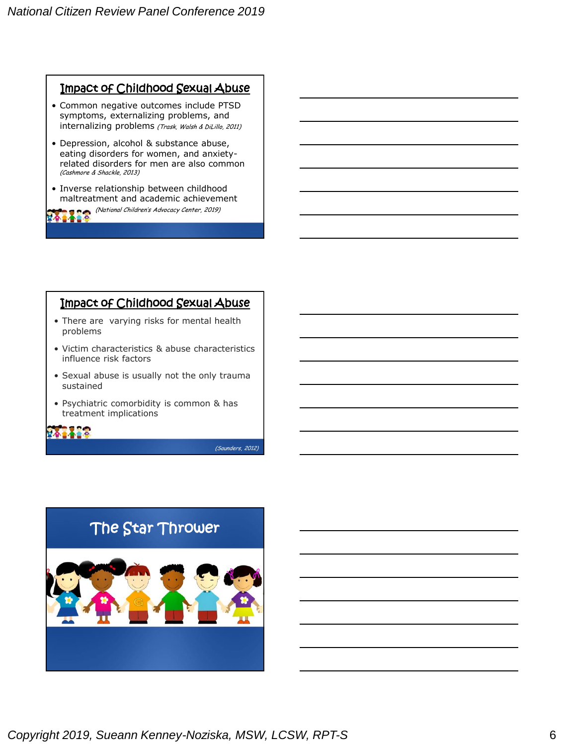## Impact of Childhood Sexual Abuse

- Common negative outcomes include PTSD symptoms, externalizing problems, and internalizing problems *(Trask, Walsh & DiLillo, 2011)*
- Depression, alcohol & substance abuse, eating disorders for women, and anxiety-related disorders for men are also common *(Cashmore & Shackle, 2013)*
- Inverse relationship between childhood maltreatment and academic achievement *(National Children's Advocacy Center, 2019)*

## Impact of Childhood Sexual Abuse

- There are varying risks for mental health problems
- Victim characteristics & abuse characteristics influence risk factors
- Sexual abuse is usually not the only trauma sustained
- Psychiatric comorbidity is common & has treatment implications

*(Saunders, 2012)*

## The Star Thrower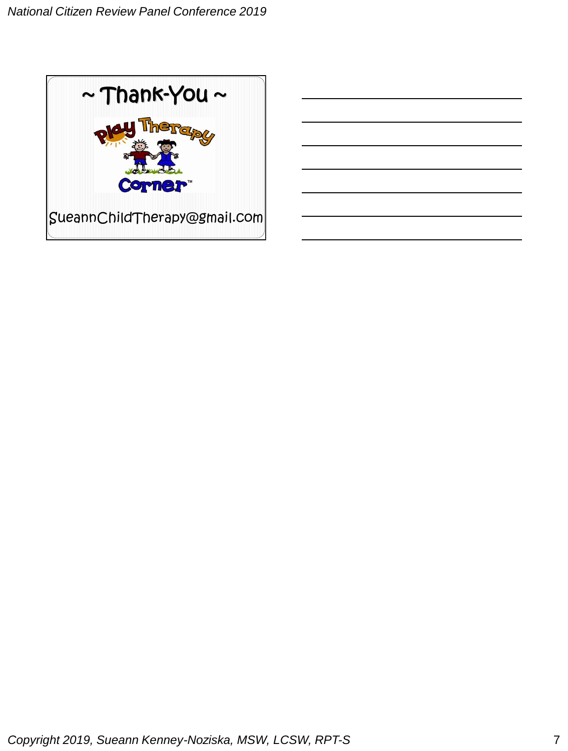~ Thank-You ~

Play Therapy Corner™

SueannChildTherapy@gmail.com